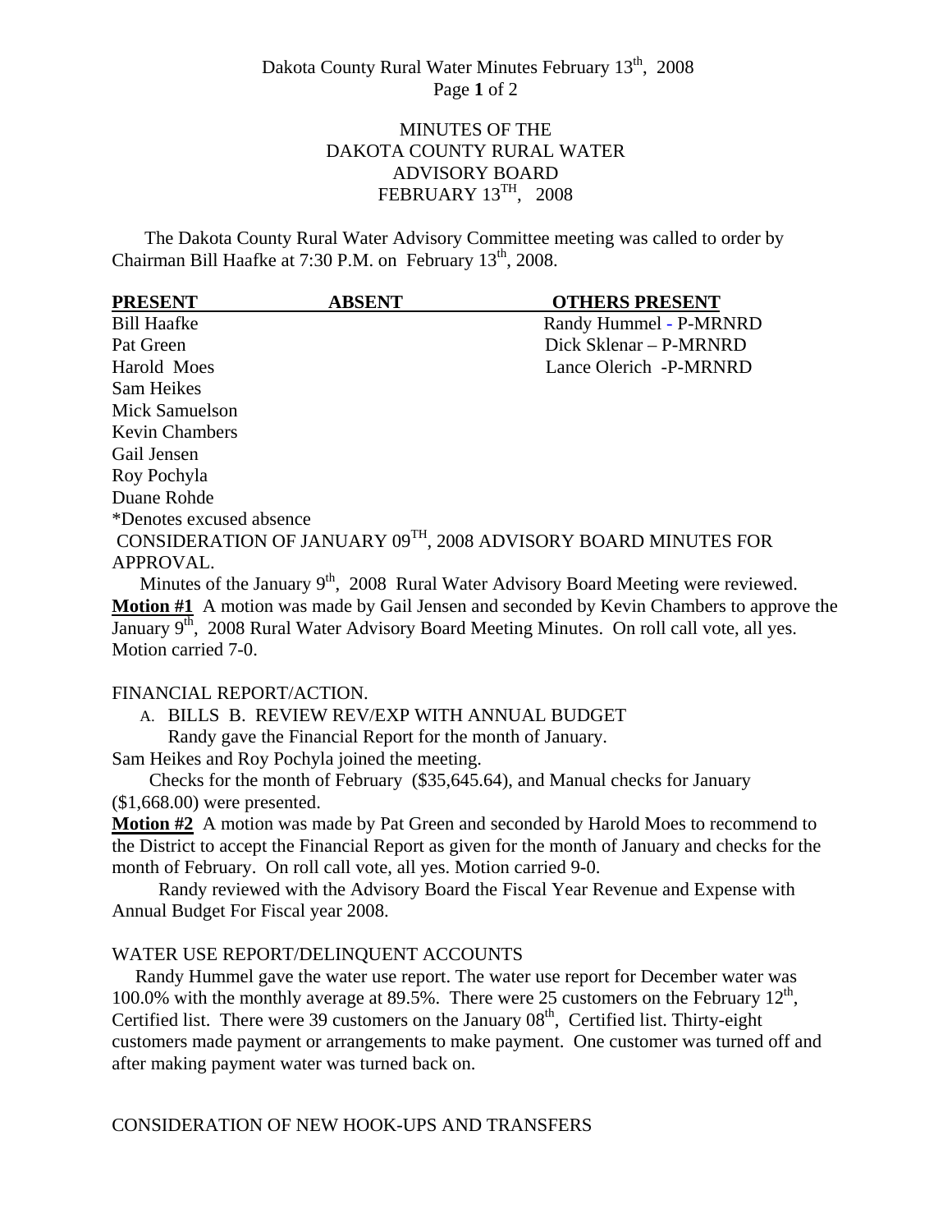# MINUTES OF THE DAKOTA COUNTY RURAL WATER ADVISORY BOARD FEBRUARY 13TH, 2008

The Dakota County Rural Water Advisory Committee meeting was called to order by Chairman Bill Haafke at 7:30 P.M. on February 13th, 2008.

| PRESENT | ABSENT | OTHERS PRESENT |
|---|---|---|
| Bill Haafke | | Randy Hummel - P-MRNRD |
| Pat Green | | Dick Sklenar – P-MRNRD |
| Harold Moes | | Lance Olerich -P-MRNRD |
| Sam Heikes | | |
| Mick Samuelson | | |
| Kevin Chambers | | |
| Gail Jensen | | |
| Roy Pochyla | | |
| Duane Rohde | | |

*Denotes excused absence

CONSIDERATION OF JANUARY 09TH, 2008 ADVISORY BOARD MINUTES FOR APPROVAL.

Minutes of the January 9th, 2008 Rural Water Advisory Board Meeting were reviewed.

**Motion #1** A motion was made by Gail Jensen and seconded by Kevin Chambers to approve the January 9th, 2008 Rural Water Advisory Board Meeting Minutes. On roll call vote, all yes. Motion carried 7-0.

FINANCIAL REPORT/ACTION.

A. BILLS B. REVIEW REV/EXP WITH ANNUAL BUDGET

Randy gave the Financial Report for the month of January.

Sam Heikes and Roy Pochyla joined the meeting.

Checks for the month of February ($35,645.64), and Manual checks for January ($1,668.00) were presented.

**Motion #2** A motion was made by Pat Green and seconded by Harold Moes to recommend to the District to accept the Financial Report as given for the month of January and checks for the month of February. On roll call vote, all yes. Motion carried 9-0.

Randy reviewed with the Advisory Board the Fiscal Year Revenue and Expense with Annual Budget For Fiscal year 2008.

WATER USE REPORT/DELINQUENT ACCOUNTS

Randy Hummel gave the water use report. The water use report for December water was 100.0% with the monthly average at 89.5%. There were 25 customers on the February 12th, Certified list. There were 39 customers on the January 08th, Certified list. Thirty-eight customers made payment or arrangements to make payment. One customer was turned off and after making payment water was turned back on.

CONSIDERATION OF NEW HOOK-UPS AND TRANSFERS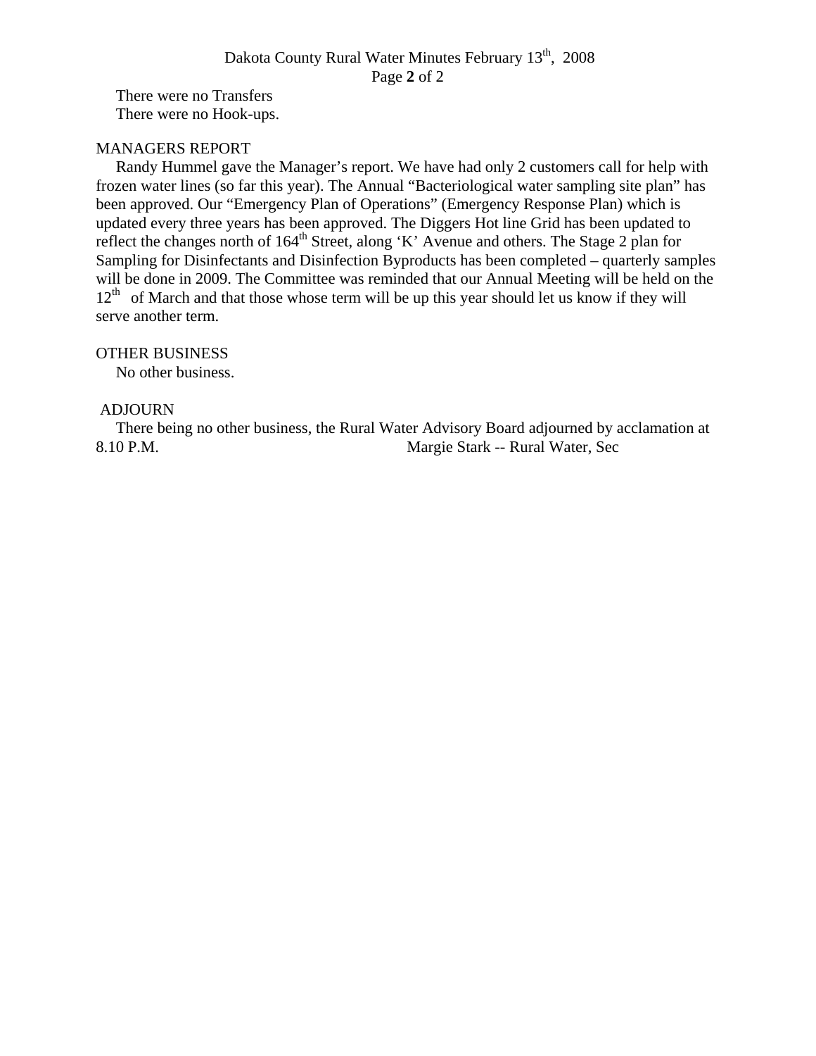There were no Transfers

There were no Hook-ups.

MANAGERS REPORT

Randy Hummel gave the Manager's report. We have had only 2 customers call for help with frozen water lines (so far this year). The Annual "Bacteriological water sampling site plan" has been approved. Our "Emergency Plan of Operations" (Emergency Response Plan) which is updated every three years has been approved. The Diggers Hot line Grid has been updated to reflect the changes north of 164th Street, along 'K' Avenue and others. The Stage 2 plan for Sampling for Disinfectants and Disinfection Byproducts has been completed – quarterly samples will be done in 2009. The Committee was reminded that our Annual Meeting will be held on the 12th of March and that those whose term will be up this year should let us know if they will serve another term.

OTHER BUSINESS

No other business.

ADJOURN

There being no other business, the Rural Water Advisory Board adjourned by acclamation at 8.10 P.M.

Margie Stark -- Rural Water, Sec